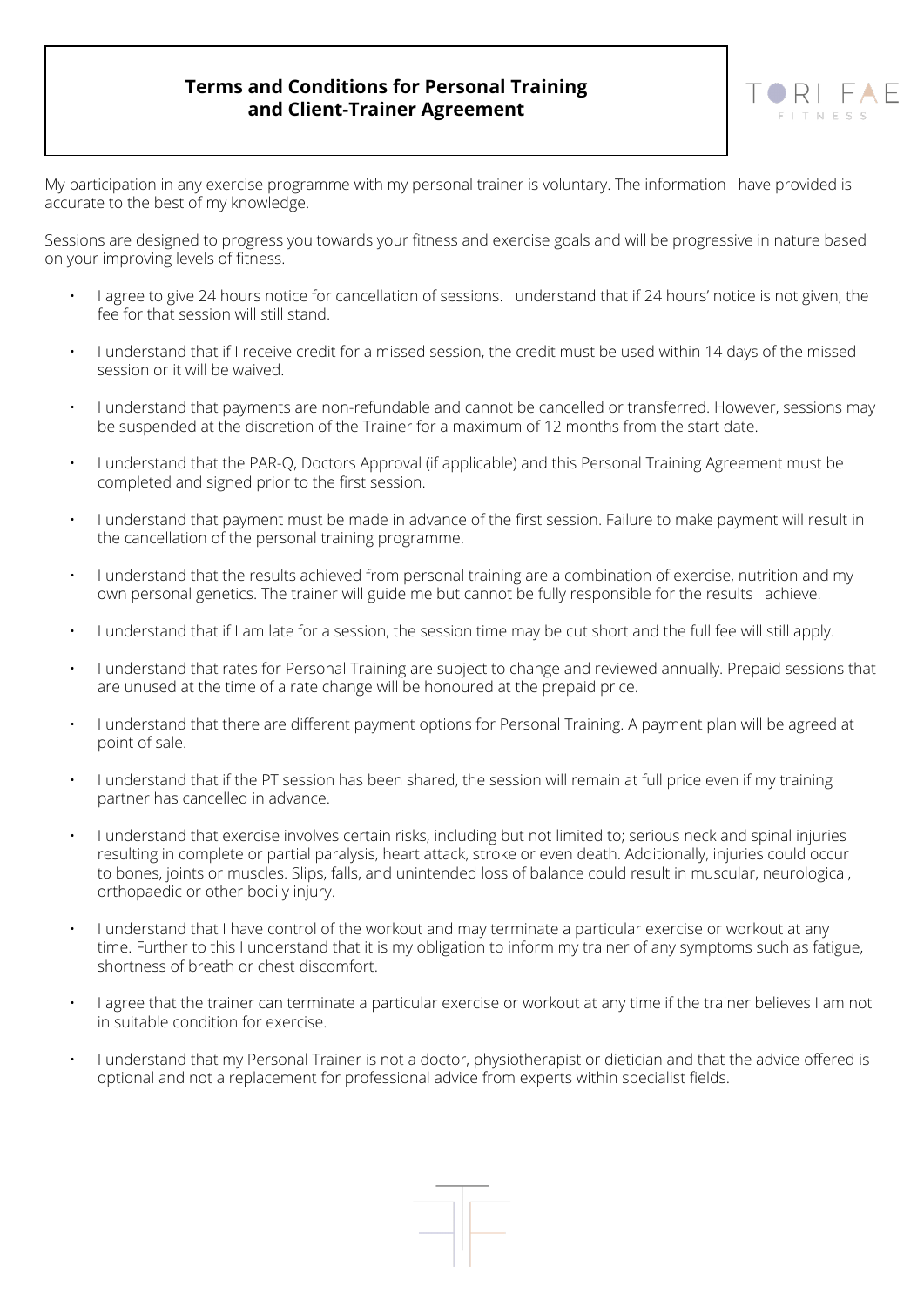# Terms and Conditions for Personal Training and Client-Trainer Agreement

TORI FAE FITNESS

My participation in any exercise programme with my personal trainer is voluntary. The information I have provided is accurate to the best of my knowledge.

Sessions are designed to progress you towards your fitness and exercise goals and will be progressive in nature based on your improving levels of fitness.

- I agree to give 24 hours notice for cancellation of sessions. I understand that if 24 hours' notice is not given, the fee for that session will still stand.
- I understand that if I receive credit for a missed session, the credit must be used within 14 days of the missed session or it will be waived.
- I understand that payments are non-refundable and cannot be cancelled or transferred. However, sessions may be suspended at the discretion of the Trainer for a maximum of 12 months from the start date.
- I understand that the PAR-Q, Doctors Approval (if applicable) and this Personal Training Agreement must be completed and signed prior to the first session.
- I understand that payment must be made in advance of the first session. Failure to make payment will result in the cancellation of the personal training programme.
- I understand that the results achieved from personal training are a combination of exercise, nutrition and my own personal genetics. The trainer will guide me but cannot be fully responsible for the results I achieve.
- I understand that if I am late for a session, the session time may be cut short and the full fee will still apply.
- I understand that rates for Personal Training are subject to change and reviewed annually. Prepaid sessions that are unused at the time of a rate change will be honoured at the prepaid price.
- I understand that there are different payment options for Personal Training. A payment plan will be agreed at point of sale.
- I understand that if the PT session has been shared, the session will remain at full price even if my training partner has cancelled in advance.
- I understand that exercise involves certain risks, including but not limited to; serious neck and spinal injuries resulting in complete or partial paralysis, heart attack, stroke or even death. Additionally, injuries could occur to bones, joints or muscles. Slips, falls, and unintended loss of balance could result in muscular, neurological, orthopaedic or other bodily injury.
- I understand that I have control of the workout and may terminate a particular exercise or workout at any time. Further to this I understand that it is my obligation to inform my trainer of any symptoms such as fatigue, shortness of breath or chest discomfort.
- I agree that the trainer can terminate a particular exercise or workout at any time if the trainer believes I am not in suitable condition for exercise.
- I understand that my Personal Trainer is not a doctor, physiotherapist or dietician and that the advice offered is optional and not a replacement for professional advice from experts within specialist fields.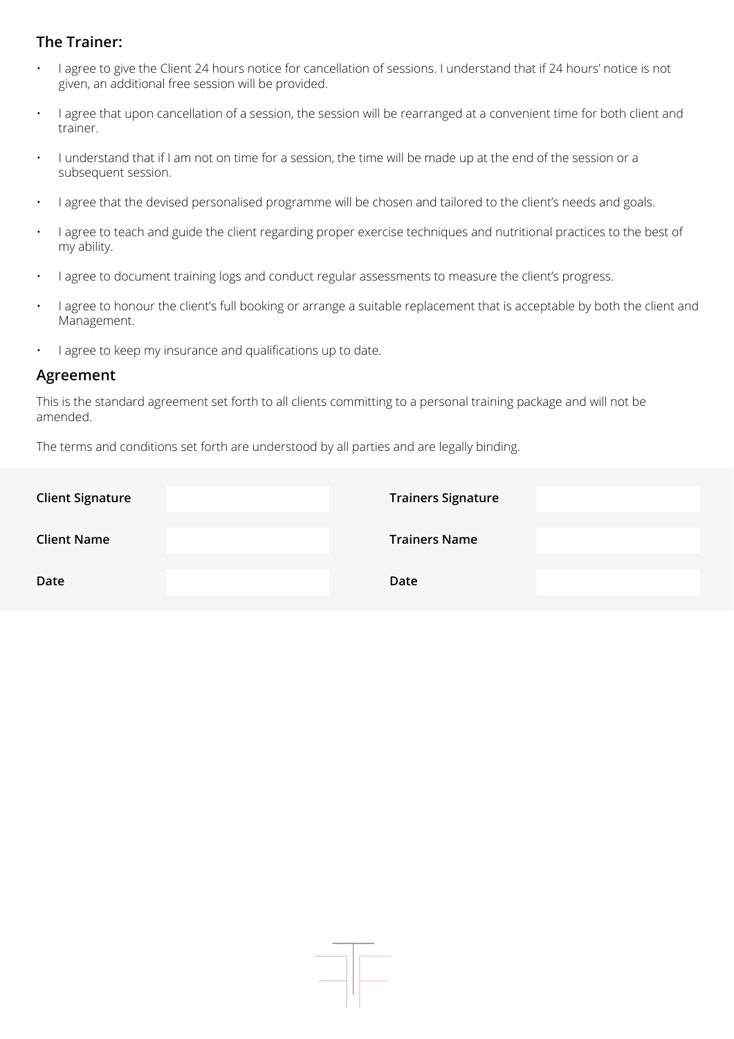## The Trainer:

- I agree to give the Client 24 hours notice for cancellation of sessions. I understand that if 24 hours' notice is not given, an additional free session will be provided.
- I agree that upon cancellation of a session, the session will be rearranged at a convenient time for both client and trainer.
- I understand that if I am not on time for a session, the time will be made up at the end of the session or a subsequent session.
- I agree that the devised personalised programme will be chosen and tailored to the client's needs and goals.
- I agree to teach and guide the client regarding proper exercise techniques and nutritional practices to the best of my ability.
- I agree to document training logs and conduct regular assessments to measure the client's progress.
- I agree to honour the client's full booking or arrange a suitable replacement that is acceptable by both the client and Management.
- I agree to keep my insurance and qualifications up to date.

## Agreement

This is the standard agreement set forth to all clients committing to a personal training package and will not be amended.

The terms and conditions set forth are understood by all parties and are legally binding.

| | | | |
|---|---|---|---|
| **Client Signature** | | **Trainers Signature** | |
| **Client Name** | | **Trainers Name** | |
| **Date** | | **Date** | |